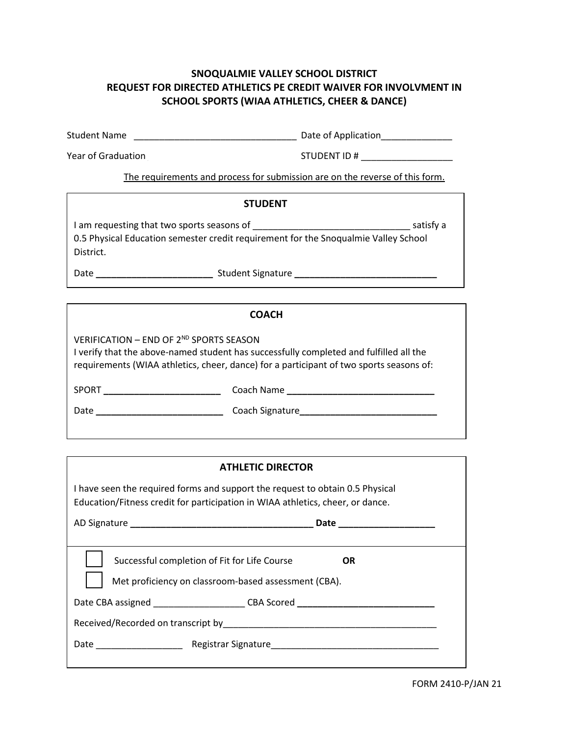# SNOQUALMIE VALLEY SCHOOL DISTRICT
# REQUEST FOR DIRECTED ATHLETICS PE CREDIT WAIVER FOR INVOLVMENT IN SCHOOL SPORTS (WIAA ATHLETICS, CHEER & DANCE)

Student Name ________________________________ Date of Application______________

Year of Graduation STUDENT ID # __________________

The requirements and process for submission are on the reverse of this form.

## STUDENT

I am requesting that two sports seasons of _______________________________ satisfy a 0.5 Physical Education semester credit requirement for the Snoqualmie Valley School District.

Date ________________________ Student Signature ____________________________

## COACH

VERIFICATION – END OF 2ND SPORTS SEASON
I verify that the above-named student has successfully completed and fulfilled all the requirements (WIAA athletics, cheer, dance) for a participant of two sports seasons of:

SPORT ________________________ Coach Name ______________________________

Date __________________________ Coach Signature____________________________

## ATHLETIC DIRECTOR

I have seen the required forms and support the request to obtain 0.5 Physical Education/Fitness credit for participation in WIAA athletics, cheer, or dance.

AD Signature _____________________________________ Date ___________________

☐ Successful completion of Fit for Life Course **OR**

☐ Met proficiency on classroom-based assessment (CBA).

Date CBA assigned __________________ CBA Scored ____________________________

Received/Recorded on transcript by___________________________________________

Date _________________ Registrar Signature_________________________________

FORM 2410-P/JAN 21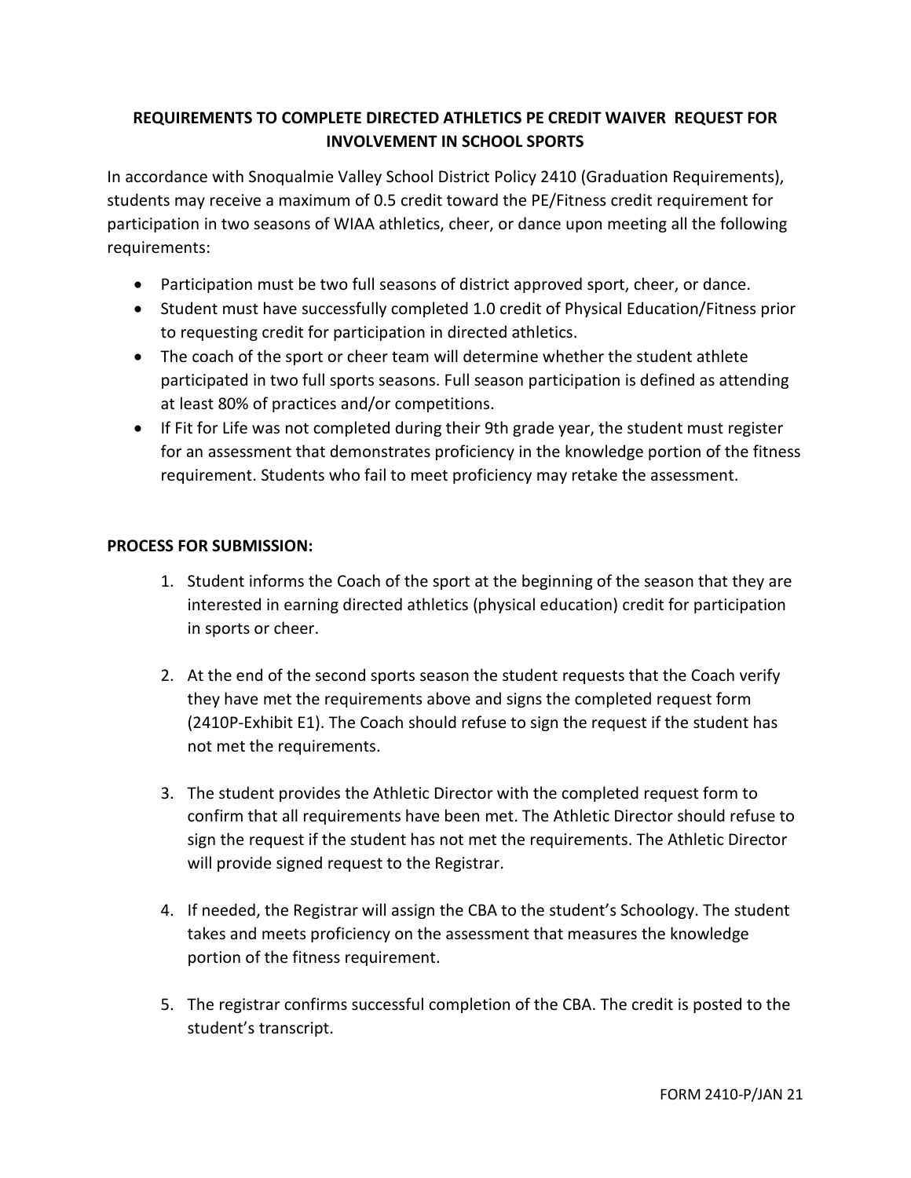## REQUIREMENTS TO COMPLETE DIRECTED ATHLETICS PE CREDIT WAIVER REQUEST FOR INVOLVEMENT IN SCHOOL SPORTS

In accordance with Snoqualmie Valley School District Policy 2410 (Graduation Requirements), students may receive a maximum of 0.5 credit toward the PE/Fitness credit requirement for participation in two seasons of WIAA athletics, cheer, or dance upon meeting all the following requirements:

- Participation must be two full seasons of district approved sport, cheer, or dance.
- Student must have successfully completed 1.0 credit of Physical Education/Fitness prior to requesting credit for participation in directed athletics.
- The coach of the sport or cheer team will determine whether the student athlete participated in two full sports seasons. Full season participation is defined as attending at least 80% of practices and/or competitions.
- If Fit for Life was not completed during their 9th grade year, the student must register for an assessment that demonstrates proficiency in the knowledge portion of the fitness requirement. Students who fail to meet proficiency may retake the assessment.

**PROCESS FOR SUBMISSION:**

1. Student informs the Coach of the sport at the beginning of the season that they are interested in earning directed athletics (physical education) credit for participation in sports or cheer.
2. At the end of the second sports season the student requests that the Coach verify they have met the requirements above and signs the completed request form (2410P-Exhibit E1). The Coach should refuse to sign the request if the student has not met the requirements.
3. The student provides the Athletic Director with the completed request form to confirm that all requirements have been met. The Athletic Director should refuse to sign the request if the student has not met the requirements. The Athletic Director will provide signed request to the Registrar.
4. If needed, the Registrar will assign the CBA to the student's Schoology. The student takes and meets proficiency on the assessment that measures the knowledge portion of the fitness requirement.
5. The registrar confirms successful completion of the CBA. The credit is posted to the student's transcript.

FORM 2410-P/JAN 21